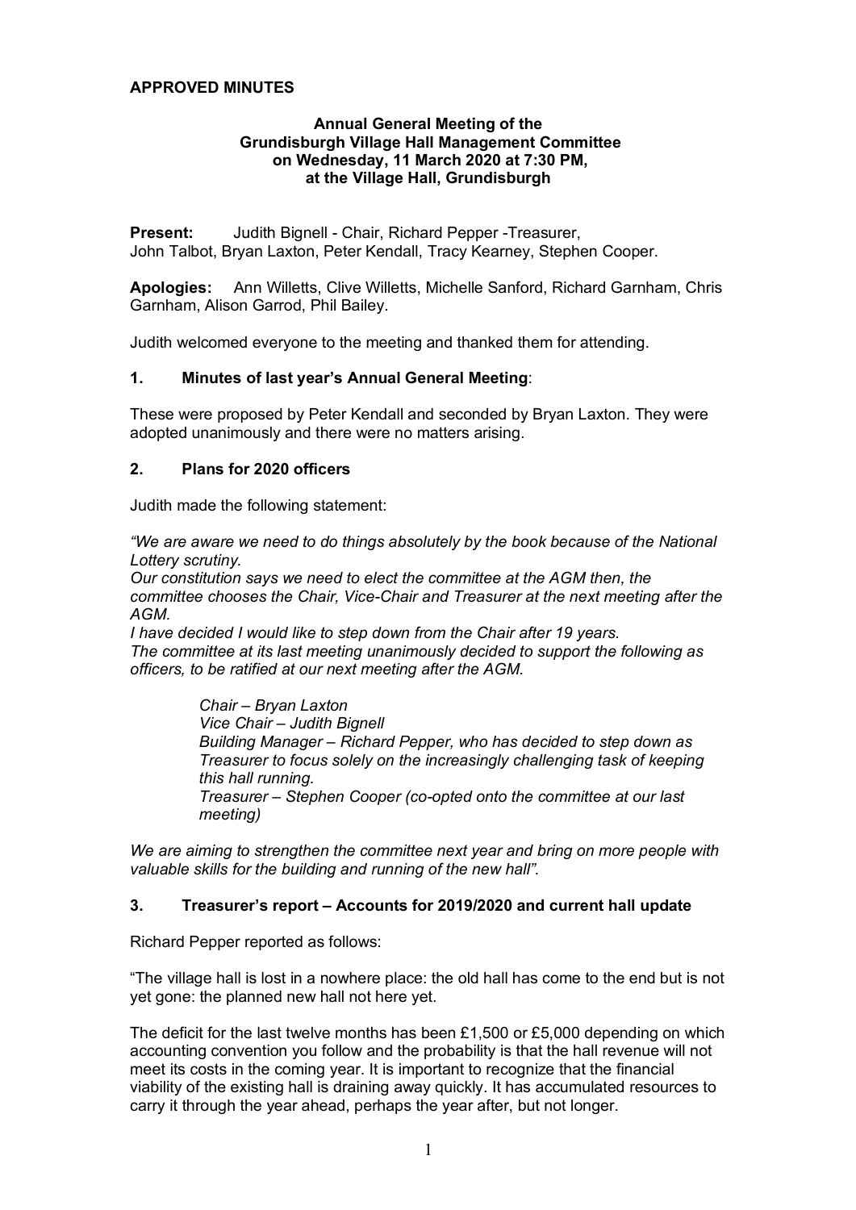**APPROVED MINUTES**

**Annual General Meeting of the Grundisburgh Village Hall Management Committee on Wednesday, 11 March 2020 at 7:30 PM, at the Village Hall, Grundisburgh**

**Present:** Judith Bignell - Chair, Richard Pepper -Treasurer, John Talbot, Bryan Laxton, Peter Kendall, Tracy Kearney, Stephen Cooper.

**Apologies:** Ann Willetts, Clive Willetts, Michelle Sanford, Richard Garnham, Chris Garnham, Alison Garrod, Phil Bailey.

Judith welcomed everyone to the meeting and thanked them for attending.

## 1. Minutes of last year's Annual General Meeting:

These were proposed by Peter Kendall and seconded by Bryan Laxton. They were adopted unanimously and there were no matters arising.

## 2. Plans for 2020 officers

Judith made the following statement:

*"We are aware we need to do things absolutely by the book because of the National Lottery scrutiny.*
*Our constitution says we need to elect the committee at the AGM then, the committee chooses the Chair, Vice-Chair and Treasurer at the next meeting after the AGM.*
*I have decided I would like to step down from the Chair after 19 years.*
*The committee at its last meeting unanimously decided to support the following as officers, to be ratified at our next meeting after the AGM.*

> *Chair – Bryan Laxton*
> *Vice Chair – Judith Bignell*
> *Building Manager – Richard Pepper, who has decided to step down as Treasurer to focus solely on the increasingly challenging task of keeping this hall running.*
> *Treasurer – Stephen Cooper (co-opted onto the committee at our last meeting)*

*We are aiming to strengthen the committee next year and bring on more people with valuable skills for the building and running of the new hall".*

## 3. Treasurer's report – Accounts for 2019/2020 and current hall update

Richard Pepper reported as follows:

"The village hall is lost in a nowhere place: the old hall has come to the end but is not yet gone: the planned new hall not here yet.

The deficit for the last twelve months has been £1,500 or £5,000 depending on which accounting convention you follow and the probability is that the hall revenue will not meet its costs in the coming year. It is important to recognize that the financial viability of the existing hall is draining away quickly. It has accumulated resources to carry it through the year ahead, perhaps the year after, but not longer.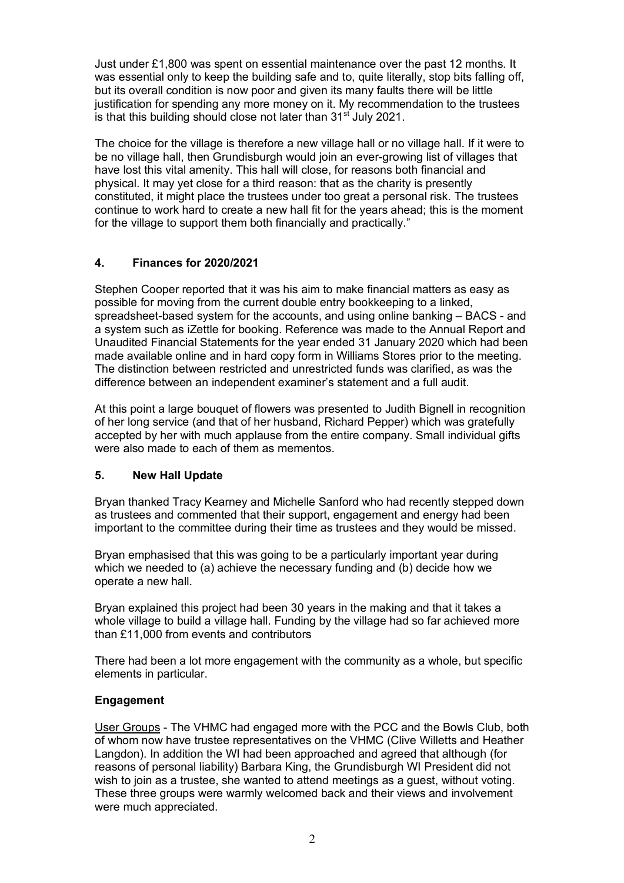Just under £1,800 was spent on essential maintenance over the past 12 months. It was essential only to keep the building safe and to, quite literally, stop bits falling off, but its overall condition is now poor and given its many faults there will be little justification for spending any more money on it. My recommendation to the trustees is that this building should close not later than 31st July 2021.

The choice for the village is therefore a new village hall or no village hall. If it were to be no village hall, then Grundisburgh would join an ever-growing list of villages that have lost this vital amenity. This hall will close, for reasons both financial and physical. It may yet close for a third reason: that as the charity is presently constituted, it might place the trustees under too great a personal risk. The trustees continue to work hard to create a new hall fit for the years ahead; this is the moment for the village to support them both financially and practically."

## 4. Finances for 2020/2021

Stephen Cooper reported that it was his aim to make financial matters as easy as possible for moving from the current double entry bookkeeping to a linked, spreadsheet-based system for the accounts, and using online banking – BACS - and a system such as iZettle for booking. Reference was made to the Annual Report and Unaudited Financial Statements for the year ended 31 January 2020 which had been made available online and in hard copy form in Williams Stores prior to the meeting. The distinction between restricted and unrestricted funds was clarified, as was the difference between an independent examiner's statement and a full audit.

At this point a large bouquet of flowers was presented to Judith Bignell in recognition of her long service (and that of her husband, Richard Pepper) which was gratefully accepted by her with much applause from the entire company. Small individual gifts were also made to each of them as mementos.

## 5. New Hall Update

Bryan thanked Tracy Kearney and Michelle Sanford who had recently stepped down as trustees and commented that their support, engagement and energy had been important to the committee during their time as trustees and they would be missed.

Bryan emphasised that this was going to be a particularly important year during which we needed to (a) achieve the necessary funding and (b) decide how we operate a new hall.

Bryan explained this project had been 30 years in the making and that it takes a whole village to build a village hall. Funding by the village had so far achieved more than £11,000 from events and contributors

There had been a lot more engagement with the community as a whole, but specific elements in particular.

### Engagement

User Groups - The VHMC had engaged more with the PCC and the Bowls Club, both of whom now have trustee representatives on the VHMC (Clive Willetts and Heather Langdon). In addition the WI had been approached and agreed that although (for reasons of personal liability) Barbara King, the Grundisburgh WI President did not wish to join as a trustee, she wanted to attend meetings as a guest, without voting. These three groups were warmly welcomed back and their views and involvement were much appreciated.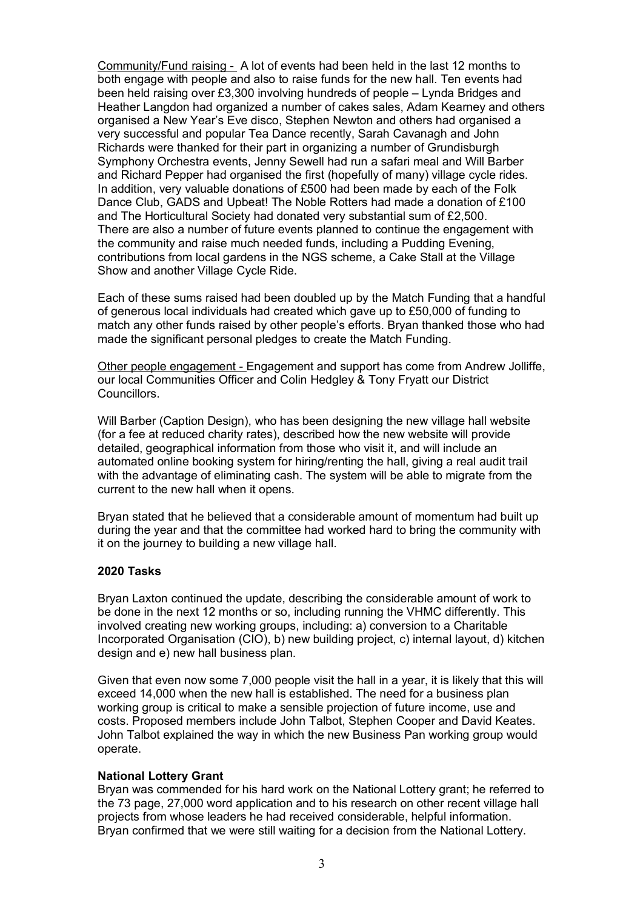Community/Fund raising - A lot of events had been held in the last 12 months to both engage with people and also to raise funds for the new hall. Ten events had been held raising over £3,300 involving hundreds of people – Lynda Bridges and Heather Langdon had organized a number of cakes sales, Adam Kearney and others organised a New Year's Eve disco, Stephen Newton and others had organised a very successful and popular Tea Dance recently, Sarah Cavanagh and John Richards were thanked for their part in organizing a number of Grundisburgh Symphony Orchestra events, Jenny Sewell had run a safari meal and Will Barber and Richard Pepper had organised the first (hopefully of many) village cycle rides. In addition, very valuable donations of £500 had been made by each of the Folk Dance Club, GADS and Upbeat! The Noble Rotters had made a donation of £100 and The Horticultural Society had donated very substantial sum of £2,500. There are also a number of future events planned to continue the engagement with the community and raise much needed funds, including a Pudding Evening, contributions from local gardens in the NGS scheme, a Cake Stall at the Village Show and another Village Cycle Ride.

Each of these sums raised had been doubled up by the Match Funding that a handful of generous local individuals had created which gave up to £50,000 of funding to match any other funds raised by other people's efforts. Bryan thanked those who had made the significant personal pledges to create the Match Funding.

Other people engagement - Engagement and support has come from Andrew Jolliffe, our local Communities Officer and Colin Hedgley & Tony Fryatt our District Councillors.

Will Barber (Caption Design), who has been designing the new village hall website (for a fee at reduced charity rates), described how the new website will provide detailed, geographical information from those who visit it, and will include an automated online booking system for hiring/renting the hall, giving a real audit trail with the advantage of eliminating cash. The system will be able to migrate from the current to the new hall when it opens.

Bryan stated that he believed that a considerable amount of momentum had built up during the year and that the committee had worked hard to bring the community with it on the journey to building a new village hall.

**2020 Tasks**

Bryan Laxton continued the update, describing the considerable amount of work to be done in the next 12 months or so, including running the VHMC differently. This involved creating new working groups, including: a) conversion to a Charitable Incorporated Organisation (CIO), b) new building project, c) internal layout, d) kitchen design and e) new hall business plan.

Given that even now some 7,000 people visit the hall in a year, it is likely that this will exceed 14,000 when the new hall is established. The need for a business plan working group is critical to make a sensible projection of future income, use and costs. Proposed members include John Talbot, Stephen Cooper and David Keates. John Talbot explained the way in which the new Business Pan working group would operate.

**National Lottery Grant**

Bryan was commended for his hard work on the National Lottery grant; he referred to the 73 page, 27,000 word application and to his research on other recent village hall projects from whose leaders he had received considerable, helpful information. Bryan confirmed that we were still waiting for a decision from the National Lottery.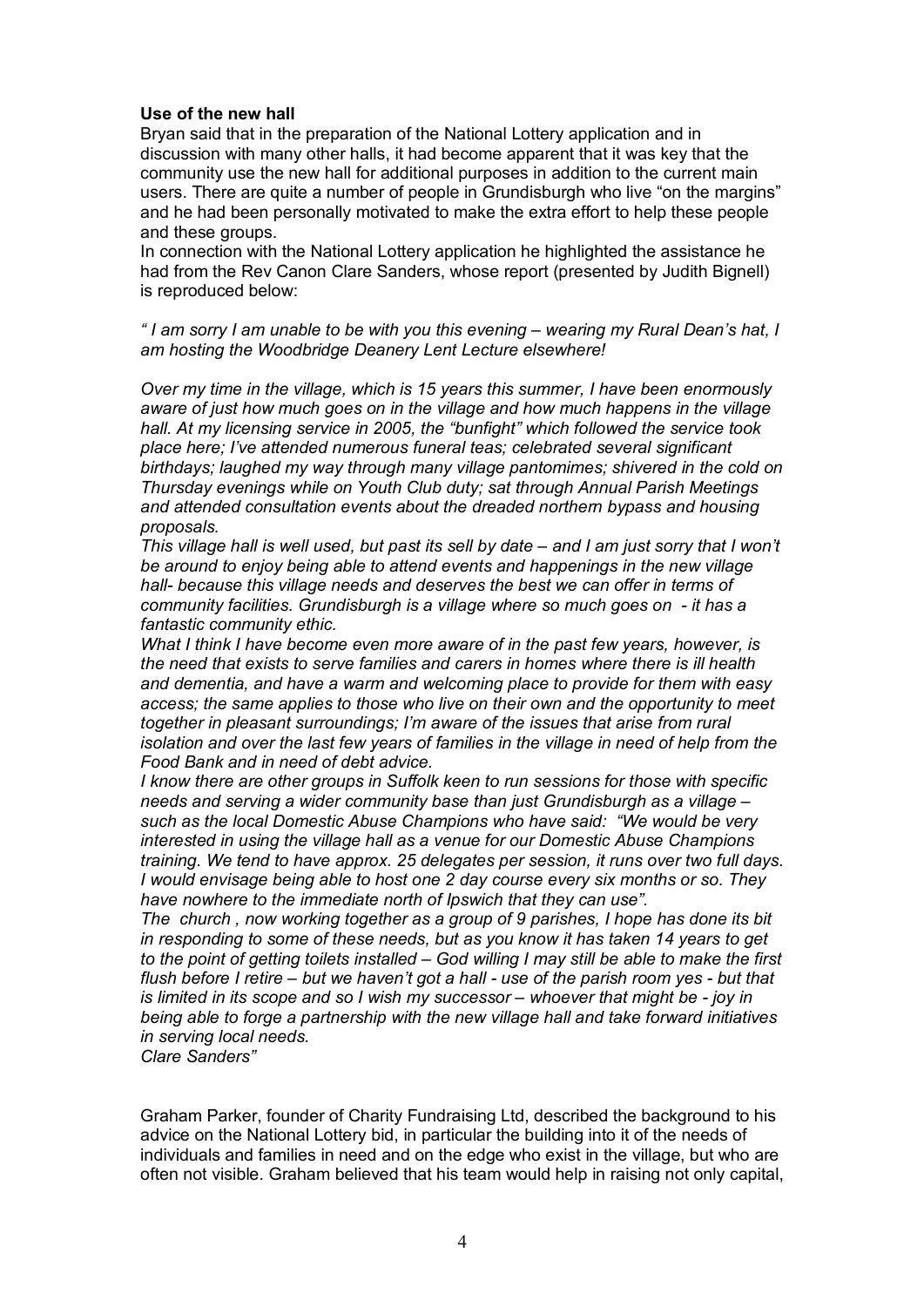**Use of the new hall**

Bryan said that in the preparation of the National Lottery application and in discussion with many other halls, it had become apparent that it was key that the community use the new hall for additional purposes in addition to the current main users. There are quite a number of people in Grundisburgh who live "on the margins" and he had been personally motivated to make the extra effort to help these people and these groups.

In connection with the National Lottery application he highlighted the assistance he had from the Rev Canon Clare Sanders, whose report (presented by Judith Bignell) is reproduced below:

*" I am sorry I am unable to be with you this evening – wearing my Rural Dean's hat, I am hosting the Woodbridge Deanery Lent Lecture elsewhere!*

*Over my time in the village, which is 15 years this summer, I have been enormously aware of just how much goes on in the village and how much happens in the village hall. At my licensing service in 2005, the "bunfight" which followed the service took place here; I've attended numerous funeral teas; celebrated several significant birthdays; laughed my way through many village pantomimes; shivered in the cold on Thursday evenings while on Youth Club duty; sat through Annual Parish Meetings and attended consultation events about the dreaded northern bypass and housing proposals.*

*This village hall is well used, but past its sell by date – and I am just sorry that I won't be around to enjoy being able to attend events and happenings in the new village hall- because this village needs and deserves the best we can offer in terms of community facilities. Grundisburgh is a village where so much goes on - it has a fantastic community ethic.*

*What I think I have become even more aware of in the past few years, however, is the need that exists to serve families and carers in homes where there is ill health and dementia, and have a warm and welcoming place to provide for them with easy access; the same applies to those who live on their own and the opportunity to meet together in pleasant surroundings; I'm aware of the issues that arise from rural isolation and over the last few years of families in the village in need of help from the Food Bank and in need of debt advice.*

*I know there are other groups in Suffolk keen to run sessions for those with specific needs and serving a wider community base than just Grundisburgh as a village – such as the local Domestic Abuse Champions who have said: "We would be very interested in using the village hall as a venue for our Domestic Abuse Champions training. We tend to have approx. 25 delegates per session, it runs over two full days. I would envisage being able to host one 2 day course every six months or so. They have nowhere to the immediate north of Ipswich that they can use".*

*The church , now working together as a group of 9 parishes, I hope has done its bit in responding to some of these needs, but as you know it has taken 14 years to get to the point of getting toilets installed – God willing I may still be able to make the first flush before I retire – but we haven't got a hall - use of the parish room yes - but that is limited in its scope and so I wish my successor – whoever that might be - joy in being able to forge a partnership with the new village hall and take forward initiatives in serving local needs.*

*Clare Sanders"*

Graham Parker, founder of Charity Fundraising Ltd, described the background to his advice on the National Lottery bid, in particular the building into it of the needs of individuals and families in need and on the edge who exist in the village, but who are often not visible. Graham believed that his team would help in raising not only capital,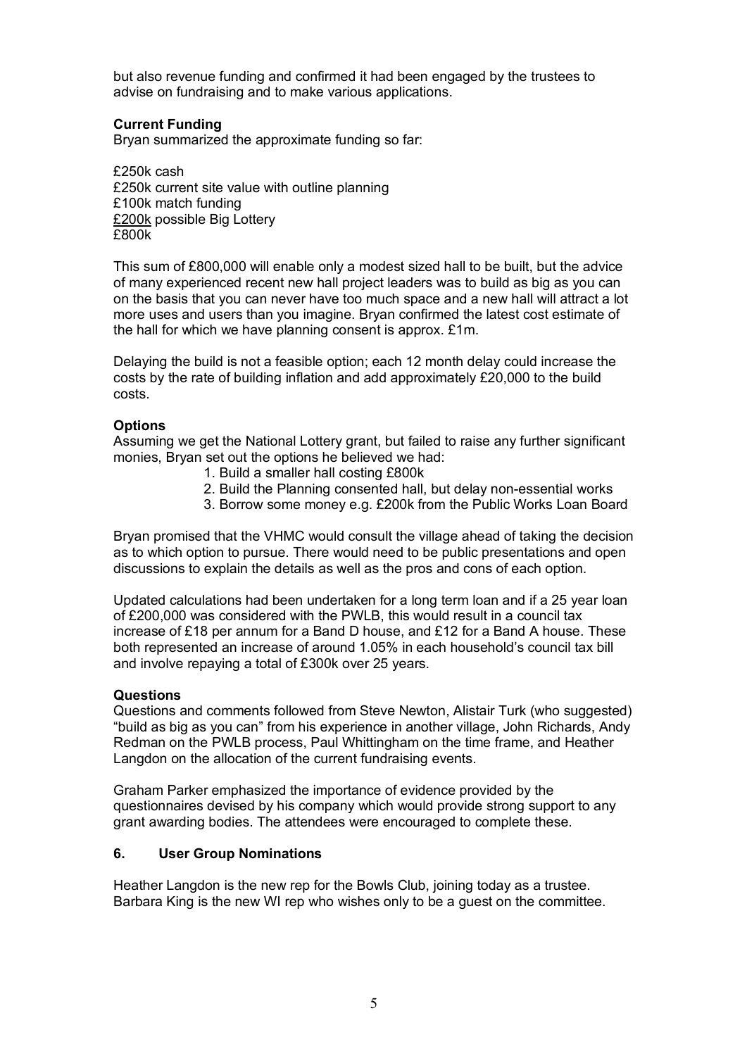but also revenue funding and confirmed it had been engaged by the trustees to advise on fundraising and to make various applications.

**Current Funding**

Bryan summarized the approximate funding so far:

£250k cash  
£250k current site value with outline planning  
£100k match funding  
<u>£200k</u> possible Big Lottery  
£800k

This sum of £800,000 will enable only a modest sized hall to be built, but the advice of many experienced recent new hall project leaders was to build as big as you can on the basis that you can never have too much space and a new hall will attract a lot more uses and users than you imagine. Bryan confirmed the latest cost estimate of the hall for which we have planning consent is approx. £1m.

Delaying the build is not a feasible option; each 12 month delay could increase the costs by the rate of building inflation and add approximately £20,000 to the build costs.

**Options**

Assuming we get the National Lottery grant, but failed to raise any further significant monies, Bryan set out the options he believed we had:

1. Build a smaller hall costing £800k
2. Build the Planning consented hall, but delay non-essential works
3. Borrow some money e.g. £200k from the Public Works Loan Board

Bryan promised that the VHMC would consult the village ahead of taking the decision as to which option to pursue. There would need to be public presentations and open discussions to explain the details as well as the pros and cons of each option.

Updated calculations had been undertaken for a long term loan and if a 25 year loan of £200,000 was considered with the PWLB, this would result in a council tax increase of £18 per annum for a Band D house, and £12 for a Band A house. These both represented an increase of around 1.05% in each household's council tax bill and involve repaying a total of £300k over 25 years.

**Questions**

Questions and comments followed from Steve Newton, Alistair Turk (who suggested) "build as big as you can" from his experience in another village, John Richards, Andy Redman on the PWLB process, Paul Whittingham on the time frame, and Heather Langdon on the allocation of the current fundraising events.

Graham Parker emphasized the importance of evidence provided by the questionnaires devised by his company which would provide strong support to any grant awarding bodies. The attendees were encouraged to complete these.

### 6. User Group Nominations

Heather Langdon is the new rep for the Bowls Club, joining today as a trustee. Barbara King is the new WI rep who wishes only to be a guest on the committee.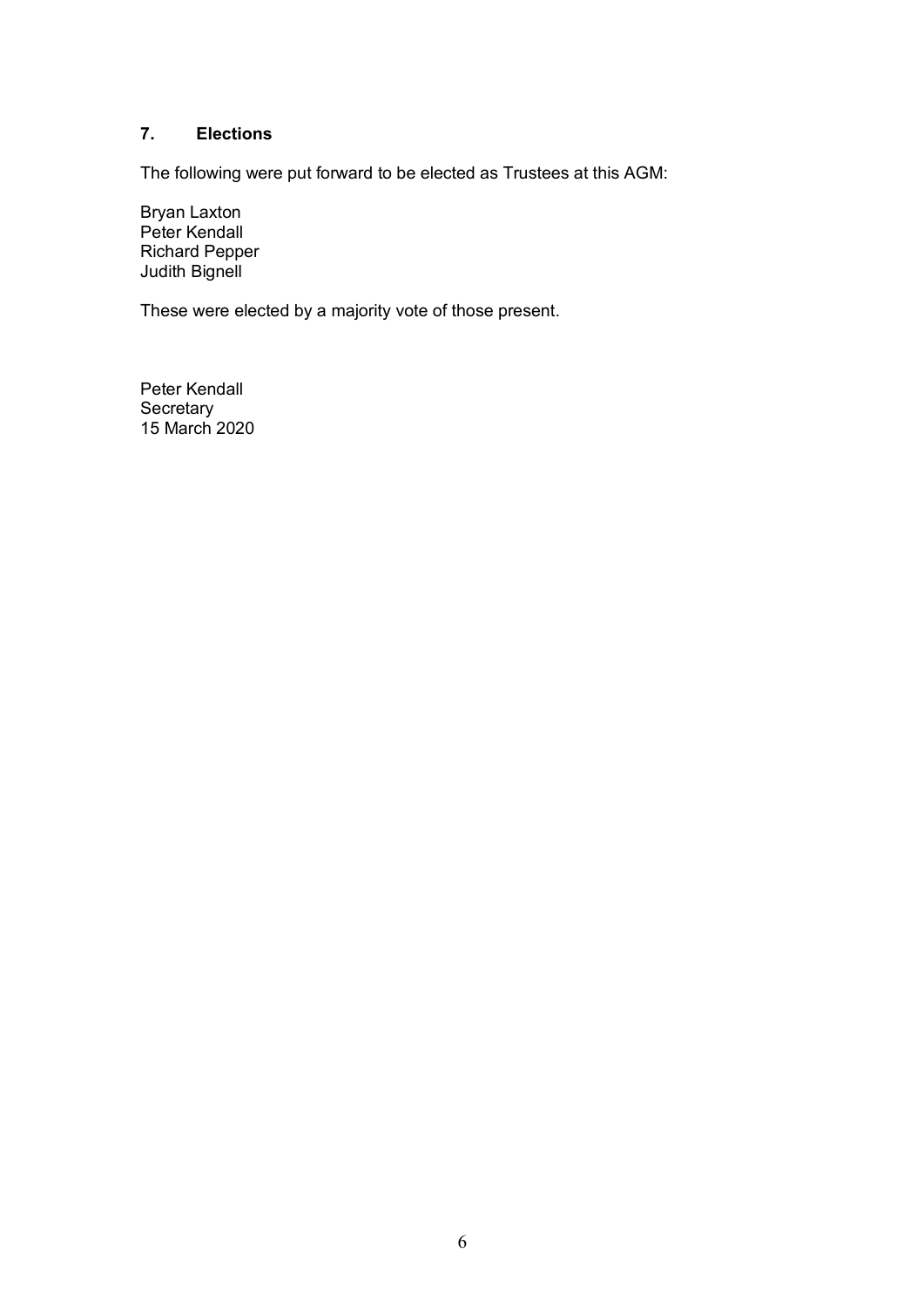## 7. Elections

The following were put forward to be elected as Trustees at this AGM:

Bryan Laxton
Peter Kendall
Richard Pepper
Judith Bignell

These were elected by a majority vote of those present.

Peter Kendall
Secretary
15 March 2020